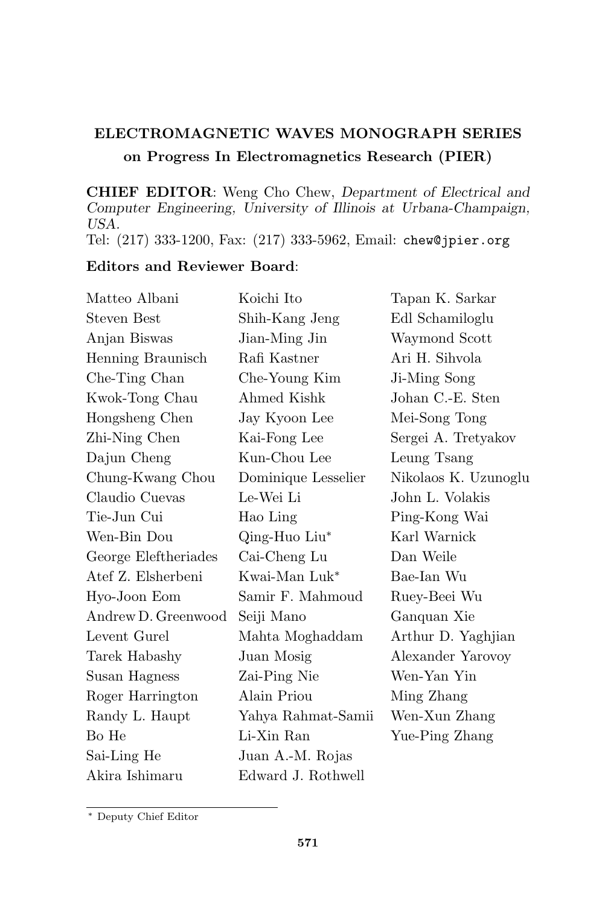**ELECTROMAGNETIC WAVES MONOGRAPH SERIES**
**on Progress In Electromagnetics Research (PIER)**

**CHIEF EDITOR**: Weng Cho Chew, *Department of Electrical and Computer Engineering, University of Illinois at Urbana-Champaign, USA.*
Tel: (217) 333-1200, Fax: (217) 333-5962, Email: `chew@jpier.org`

**Editors and Reviewer Board**:

Matteo Albani
Steven Best
Anjan Biswas
Henning Braunisch
Che-Ting Chan
Kwok-Tong Chau
Hongsheng Chen
Zhi-Ning Chen
Dajun Cheng
Chung-Kwang Chou
Claudio Cuevas
Tie-Jun Cui
Wen-Bin Dou
George Eleftheriades
Atef Z. Elsherbeni
Hyo-Joon Eom
Andrew D. Greenwood
Levent Gurel
Tarek Habashy
Susan Hagness
Roger Harrington
Randy L. Haupt
Bo He
Sai-Ling He
Akira Ishimaru
Koichi Ito
Shih-Kang Jeng
Jian-Ming Jin
Rafi Kastner
Che-Young Kim
Ahmed Kishk
Jay Kyoon Lee
Kai-Fong Lee
Kun-Chou Lee
Dominique Lesselier
Le-Wei Li
Hao Ling
Qing-Huo Liu*
Cai-Cheng Lu
Kwai-Man Luk*
Samir F. Mahmoud
Seiji Mano
Mahta Moghaddam
Juan Mosig
Zai-Ping Nie
Alain Priou
Yahya Rahmat-Samii
Li-Xin Ran
Juan A.-M. Rojas
Edward J. Rothwell
Tapan K. Sarkar
Edl Schamiloglu
Waymond Scott
Ari H. Sihvola
Ji-Ming Song
Johan C.-E. Sten
Mei-Song Tong
Sergei A. Tretyakov
Leung Tsang
Nikolaos K. Uzunoglu
John L. Volakis
Ping-Kong Wai
Karl Warnick
Dan Weile
Bae-Ian Wu
Ruey-Beei Wu
Ganquan Xie
Arthur D. Yaghjian
Alexander Yarovoy
Wen-Yan Yin
Ming Zhang
Wen-Xun Zhang
Yue-Ping Zhang

\* Deputy Chief Editor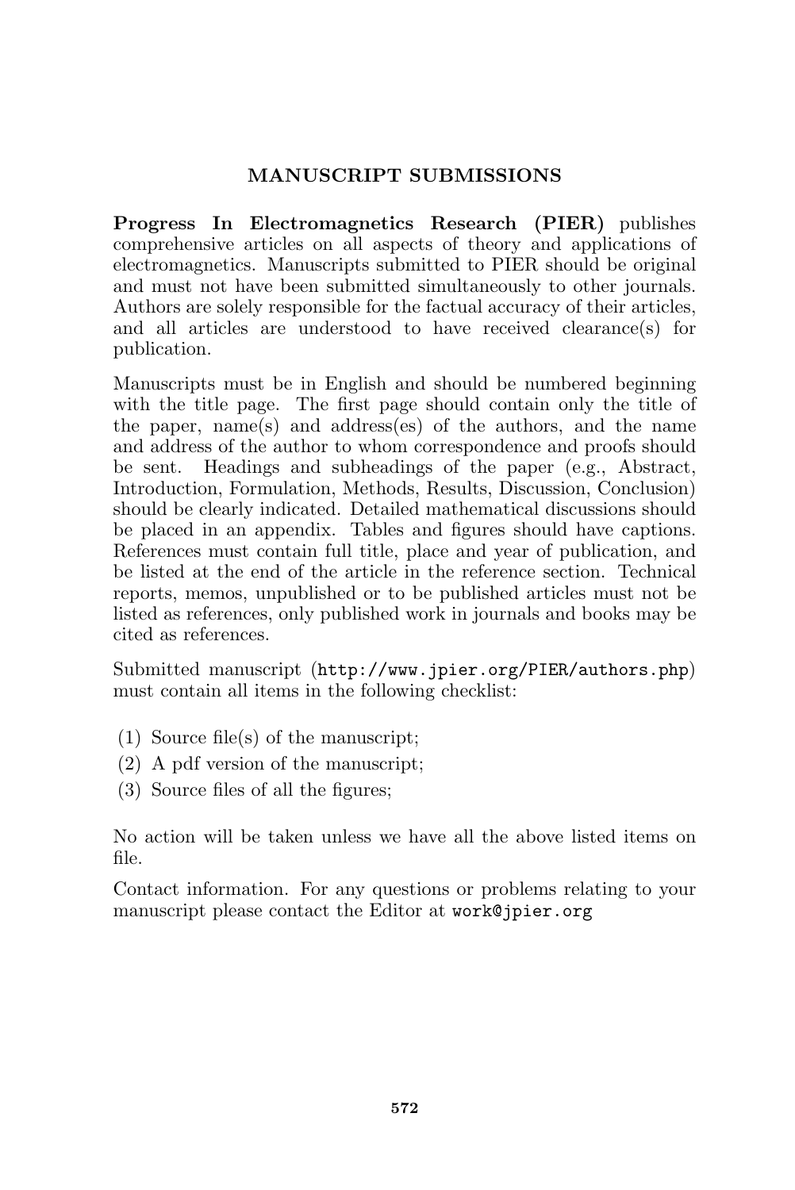## MANUSCRIPT SUBMISSIONS

**Progress In Electromagnetics Research (PIER)** publishes comprehensive articles on all aspects of theory and applications of electromagnetics. Manuscripts submitted to PIER should be original and must not have been submitted simultaneously to other journals. Authors are solely responsible for the factual accuracy of their articles, and all articles are understood to have received clearance(s) for publication.

Manuscripts must be in English and should be numbered beginning with the title page. The first page should contain only the title of the paper, name(s) and address(es) of the authors, and the name and address of the author to whom correspondence and proofs should be sent. Headings and subheadings of the paper (e.g., Abstract, Introduction, Formulation, Methods, Results, Discussion, Conclusion) should be clearly indicated. Detailed mathematical discussions should be placed in an appendix. Tables and figures should have captions. References must contain full title, place and year of publication, and be listed at the end of the article in the reference section. Technical reports, memos, unpublished or to be published articles must not be listed as references, only published work in journals and books may be cited as references.

Submitted manuscript (`http://www.jpier.org/PIER/authors.php`) must contain all items in the following checklist:

(1) Source file(s) of the manuscript;
(2) A pdf version of the manuscript;
(3) Source files of all the figures;

No action will be taken unless we have all the above listed items on file.

Contact information. For any questions or problems relating to your manuscript please contact the Editor at `work@jpier.org`